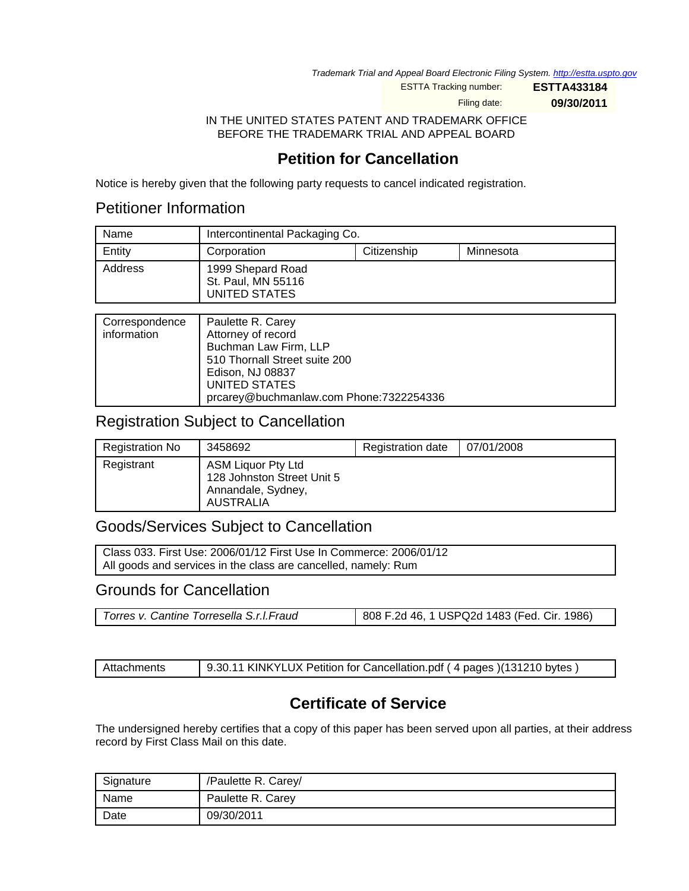Trademark Trial and Appeal Board Electronic Filing System. http://estta.uspto.gov

ESTTA Tracking number: **ESTTA433184**

Filing date: **09/30/2011**

IN THE UNITED STATES PATENT AND TRADEMARK OFFICE
BEFORE THE TRADEMARK TRIAL AND APPEAL BOARD

# Petition for Cancellation

Notice is hereby given that the following party requests to cancel indicated registration.

## Petitioner Information

| Name | Intercontinental Packaging Co. | | |
|---|---|---|---|
| Entity | Corporation | Citizenship | Minnesota |
| Address | 1999 Shepard Road<br>St. Paul, MN 55116<br>UNITED STATES | | |

| Correspondence information | Paulette R. Carey<br>Attorney of record<br>Buchman Law Firm, LLP<br>510 Thornall Street suite 200<br>Edison, NJ 08837<br>UNITED STATES<br>prcarey@buchmanlaw.com Phone:7322254336 |
|---|---|

## Registration Subject to Cancellation

| Registration No | 3458692 | Registration date | 07/01/2008 |
|---|---|---|---|
| Registrant | ASM Liquor Pty Ltd<br>128 Johnston Street Unit 5<br>Annandale, Sydney,<br>AUSTRALIA | | |

## Goods/Services Subject to Cancellation

| Class 033. First Use: 2006/01/12 First Use In Commerce: 2006/01/12<br>All goods and services in the class are cancelled, namely: Rum |
|---|

## Grounds for Cancellation

| *Torres v. Cantine Torresella S.r.l.Fraud* | 808 F.2d 46, 1 USPQ2d 1483 (Fed. Cir. 1986) |
|---|---|

| Attachments | 9.30.11 KINKYLUX Petition for Cancellation.pdf ( 4 pages )(131210 bytes ) |
|---|---|

# Certificate of Service

The undersigned hereby certifies that a copy of this paper has been served upon all parties, at their address record by First Class Mail on this date.

| Signature | /Paulette R. Carey/ |
|---|---|
| Name | Paulette R. Carey |
| Date | 09/30/2011 |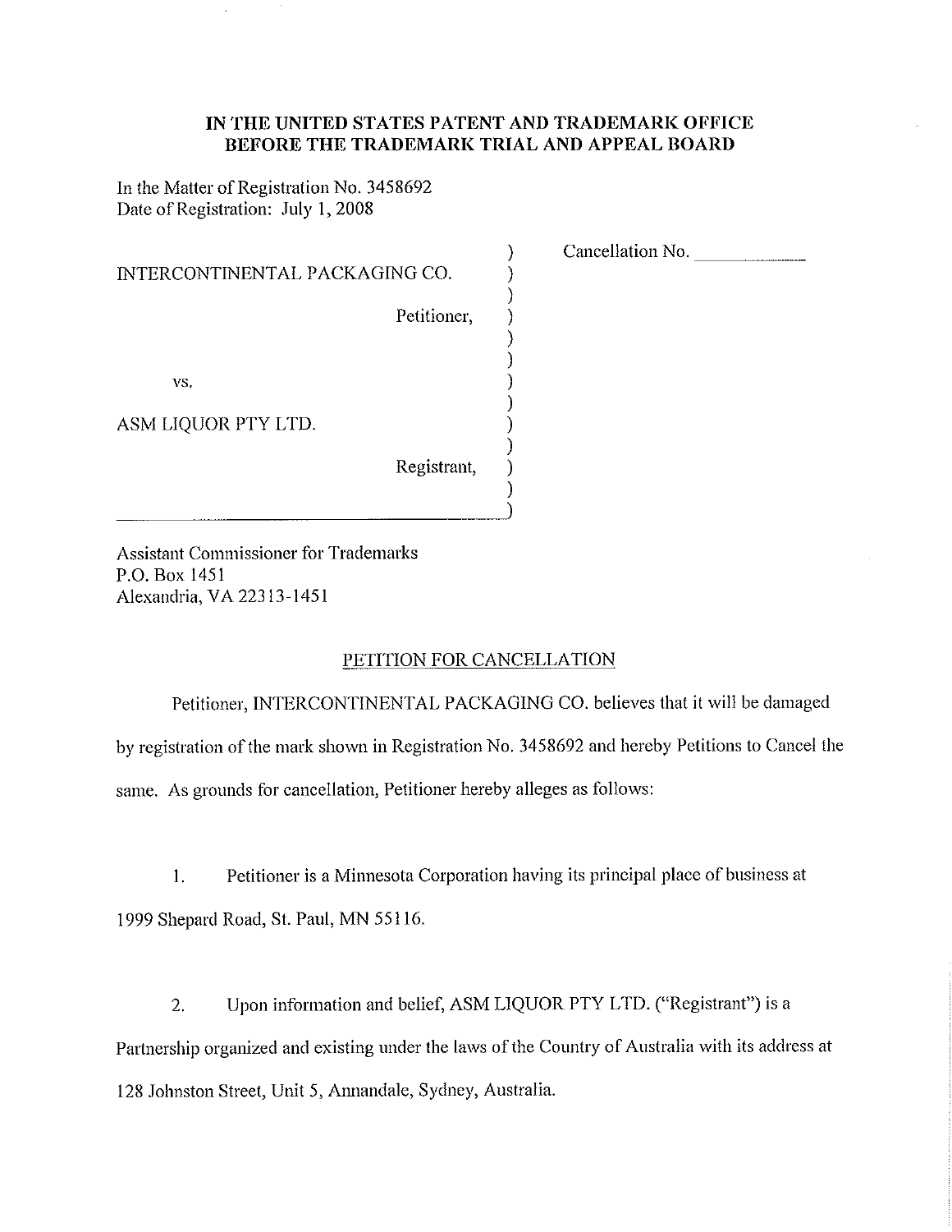**IN THE UNITED STATES PATENT AND TRADEMARK OFFICE**
**BEFORE THE TRADEMARK TRIAL AND APPEAL BOARD**

In the Matter of Registration No. 3458692
Date of Registration: July 1, 2008

| | |
|---|---|
| INTERCONTINENTAL PACKAGING CO.<br><br>Petitioner,<br><br>vs.<br><br>ASM LIQUOR PTY LTD.<br><br>Registrant, | Cancellation No. ___________ |

Assistant Commissioner for Trademarks
P.O. Box 1451
Alexandria, VA 22313-1451

PETITION FOR CANCELLATION

Petitioner, INTERCONTINENTAL PACKAGING CO. believes that it will be damaged by registration of the mark shown in Registration No. 3458692 and hereby Petitions to Cancel the same. As grounds for cancellation, Petitioner hereby alleges as follows:

1. Petitioner is a Minnesota Corporation having its principal place of business at 1999 Shepard Road, St. Paul, MN 55116.

2. Upon information and belief, ASM LIQUOR PTY LTD. ("Registrant") is a Partnership organized and existing under the laws of the Country of Australia with its address at 128 Johnston Street, Unit 5, Annandale, Sydney, Australia.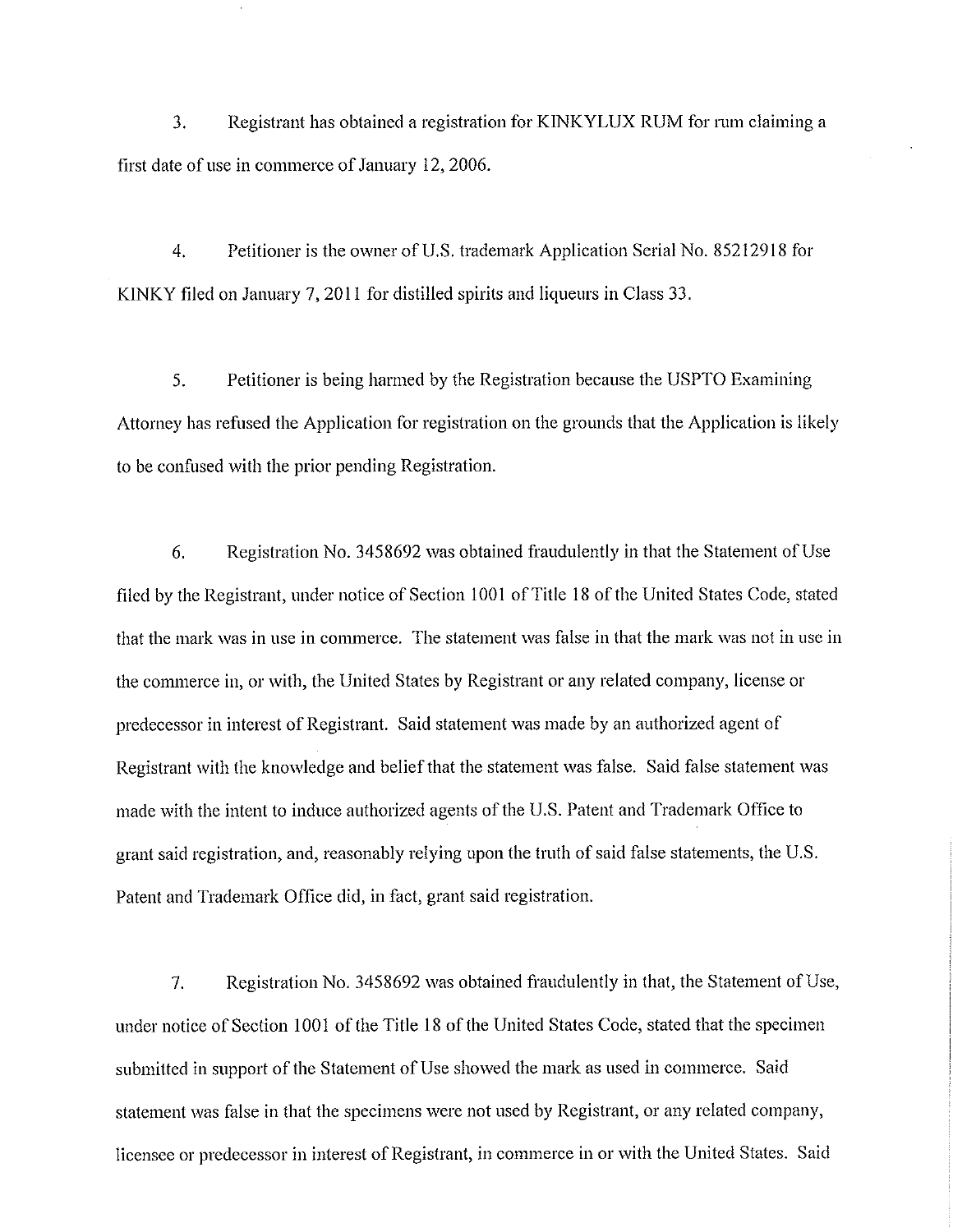3. Registrant has obtained a registration for KINKYLUX RUM for rum claiming a first date of use in commerce of January 12, 2006.

4. Petitioner is the owner of U.S. trademark Application Serial No. 85212918 for KINKY filed on January 7, 2011 for distilled spirits and liqueurs in Class 33.

5. Petitioner is being harmed by the Registration because the USPTO Examining Attorney has refused the Application for registration on the grounds that the Application is likely to be confused with the prior pending Registration.

6. Registration No. 3458692 was obtained fraudulently in that the Statement of Use filed by the Registrant, under notice of Section 1001 of Title 18 of the United States Code, stated that the mark was in use in commerce. The statement was false in that the mark was not in use in the commerce in, or with, the United States by Registrant or any related company, license or predecessor in interest of Registrant. Said statement was made by an authorized agent of Registrant with the knowledge and belief that the statement was false. Said false statement was made with the intent to induce authorized agents of the U.S. Patent and Trademark Office to grant said registration, and, reasonably relying upon the truth of said false statements, the U.S. Patent and Trademark Office did, in fact, grant said registration.

7. Registration No. 3458692 was obtained fraudulently in that, the Statement of Use, under notice of Section 1001 of the Title 18 of the United States Code, stated that the specimen submitted in support of the Statement of Use showed the mark as used in commerce. Said statement was false in that the specimens were not used by Registrant, or any related company, licensee or predecessor in interest of Registrant, in commerce in or with the United States. Said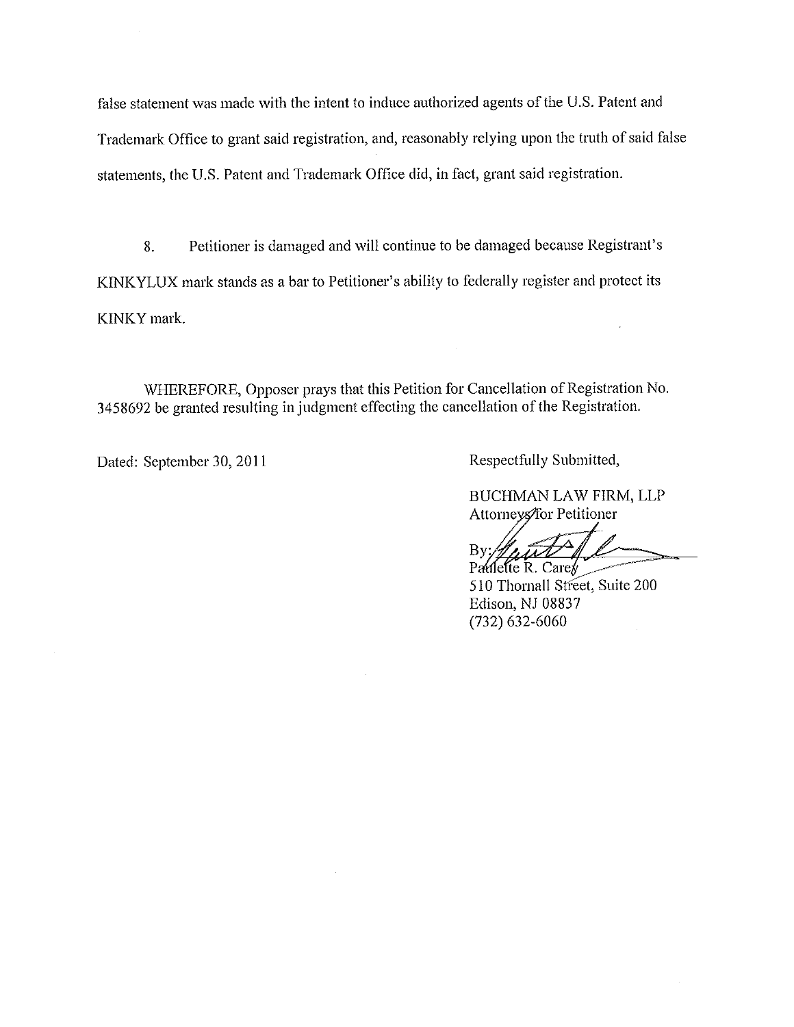false statement was made with the intent to induce authorized agents of the U.S. Patent and Trademark Office to grant said registration, and, reasonably relying upon the truth of said false statements, the U.S. Patent and Trademark Office did, in fact, grant said registration.

8. Petitioner is damaged and will continue to be damaged because Registrant's KINKYLUX mark stands as a bar to Petitioner's ability to federally register and protect its KINKY mark.

WHEREFORE, Opposer prays that this Petition for Cancellation of Registration No. 3458692 be granted resulting in judgment effecting the cancellation of the Registration.

Dated: September 30, 2011

Respectfully Submitted,

BUCHMAN LAW FIRM, LLP
Attorneys for Petitioner

By: 
Paulette R. Carey
510 Thornall Street, Suite 200
Edison, NJ 08837
(732) 632-6060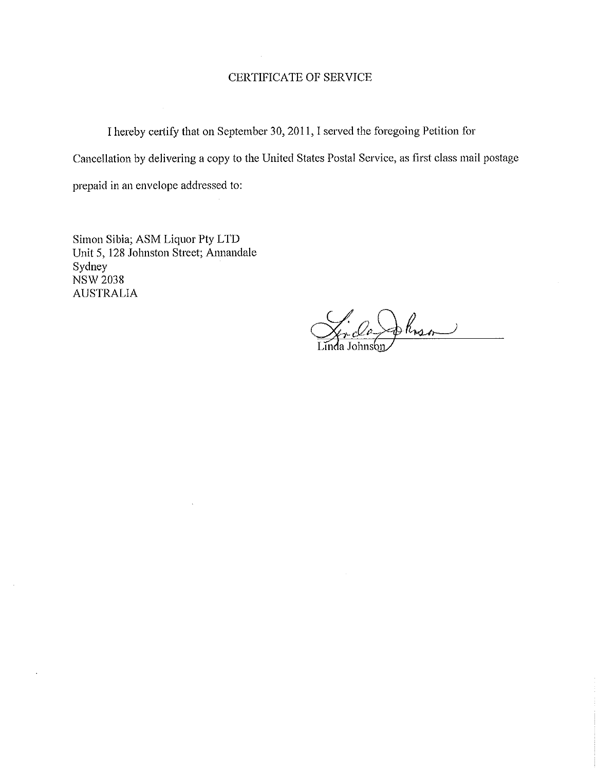# CERTIFICATE OF SERVICE

I hereby certify that on September 30, 2011, I served the foregoing Petition for Cancellation by delivering a copy to the United States Postal Service, as first class mail postage prepaid in an envelope addressed to:

Simon Sibia; ASM Liquor Pty LTD  
Unit 5, 128 Johnston Street; Annandale  
Sydney  
NSW 2038  
AUSTRALIA

Linda Johnson